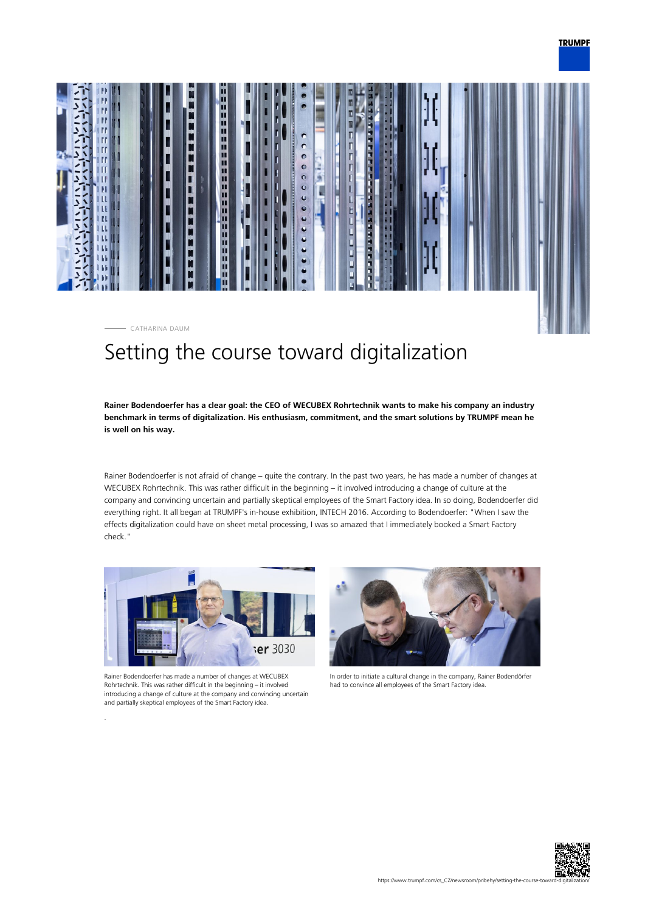CATHARINA DAUM

# Setting the course toward digitalization

**Rainer Bodendoerfer has a clear goal: the CEO of WECUBEX Rohrtechnik wants to make his company an industry benchmark in terms of digitalization. His enthusiasm, commitment, and the smart solutions by TRUMPF mean he is well on his way.**

Rainer Bodendoerfer is not afraid of change – quite the contrary. In the past two years, he has made a number of changes at WECUBEX Rohrtechnik. This was rather difficult in the beginning – it involved introducing a change of culture at the company and convincing uncertain and partially skeptical employees of the Smart Factory idea. In so doing, Bodendoerfer did everything right. It all began at TRUMPF's in-house exhibition, INTECH 2016. According to Bodendoerfer: "When I saw the effects digitalization could have on sheet metal processing, I was so amazed that I immediately booked a Smart Factory check."

Rainer Bodendoerfer has made a number of changes at WECUBEX Rohrtechnik. This was rather difficult in the beginning – it involved introducing a change of culture at the company and convincing uncertain and partially skeptical employees of the Smart Factory idea.

In order to initiate a cultural change in the company, Rainer Bodendörfer had to convince all employees of the Smart Factory idea.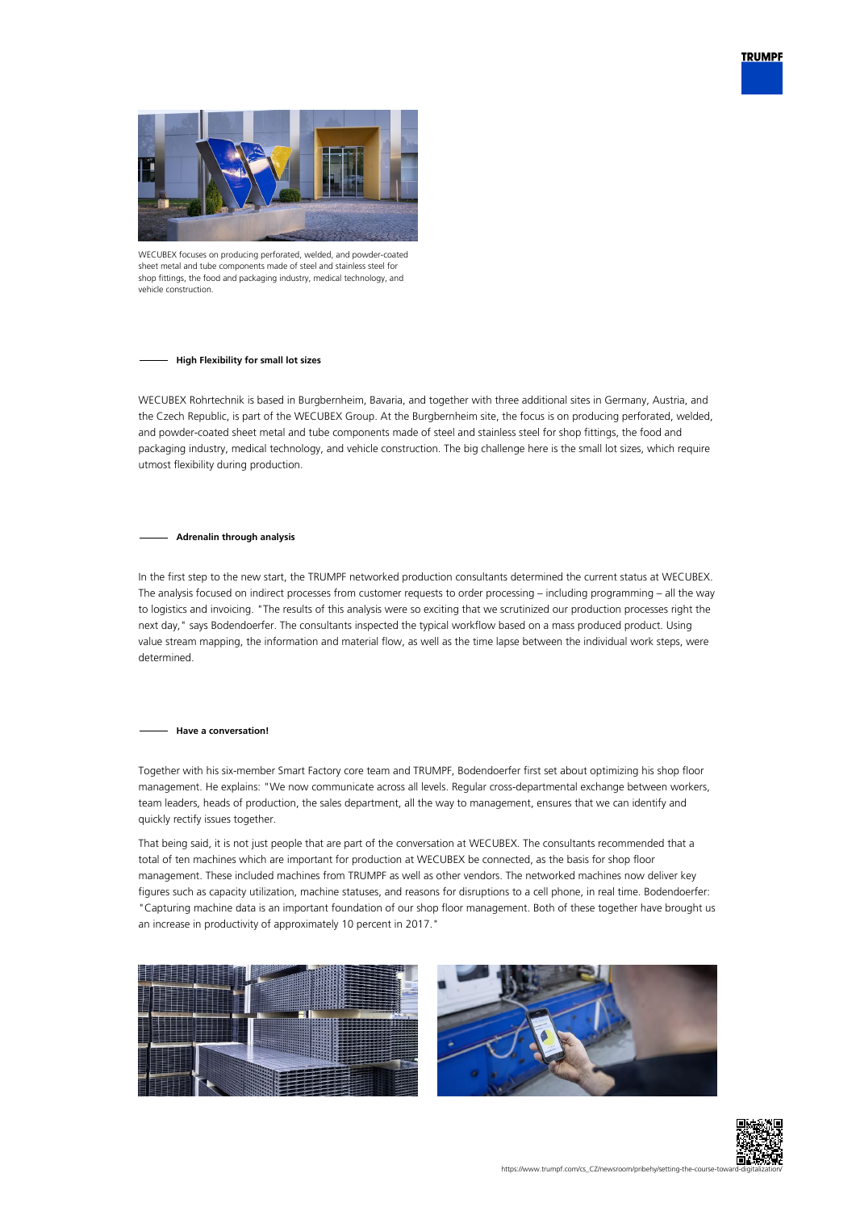WECUBEX focuses on producing perforated, welded, and powder-coated sheet metal and tube components made of steel and stainless steel for shop fittings, the food and packaging industry, medical technology, and vehicle construction.

## High Flexibility for small lot sizes

WECUBEX Rohrtechnik is based in Burgbernheim, Bavaria, and together with three additional sites in Germany, Austria, and the Czech Republic, is part of the WECUBEX Group. At the Burgbernheim site, the focus is on producing perforated, welded, and powder-coated sheet metal and tube components made of steel and stainless steel for shop fittings, the food and packaging industry, medical technology, and vehicle construction. The big challenge here is the small lot sizes, which require utmost flexibility during production.

## Adrenalin through analysis

In the first step to the new start, the TRUMPF networked production consultants determined the current status at WECUBEX. The analysis focused on indirect processes from customer requests to order processing – including programming – all the way to logistics and invoicing. "The results of this analysis were so exciting that we scrutinized our production processes right the next day," says Bodendoerfer. The consultants inspected the typical workflow based on a mass produced product. Using value stream mapping, the information and material flow, as well as the time lapse between the individual work steps, were determined.

## Have a conversation!

Together with his six-member Smart Factory core team and TRUMPF, Bodendoerfer first set about optimizing his shop floor management. He explains: "We now communicate across all levels. Regular cross-departmental exchange between workers, team leaders, heads of production, the sales department, all the way to management, ensures that we can identify and quickly rectify issues together.

That being said, it is not just people that are part of the conversation at WECUBEX. The consultants recommended that a total of ten machines which are important for production at WECUBEX be connected, as the basis for shop floor management. These included machines from TRUMPF as well as other vendors. The networked machines now deliver key figures such as capacity utilization, machine statuses, and reasons for disruptions to a cell phone, in real time. Bodendoerfer: "Capturing machine data is an important foundation of our shop floor management. Both of these together have brought us an increase in productivity of approximately 10 percent in 2017."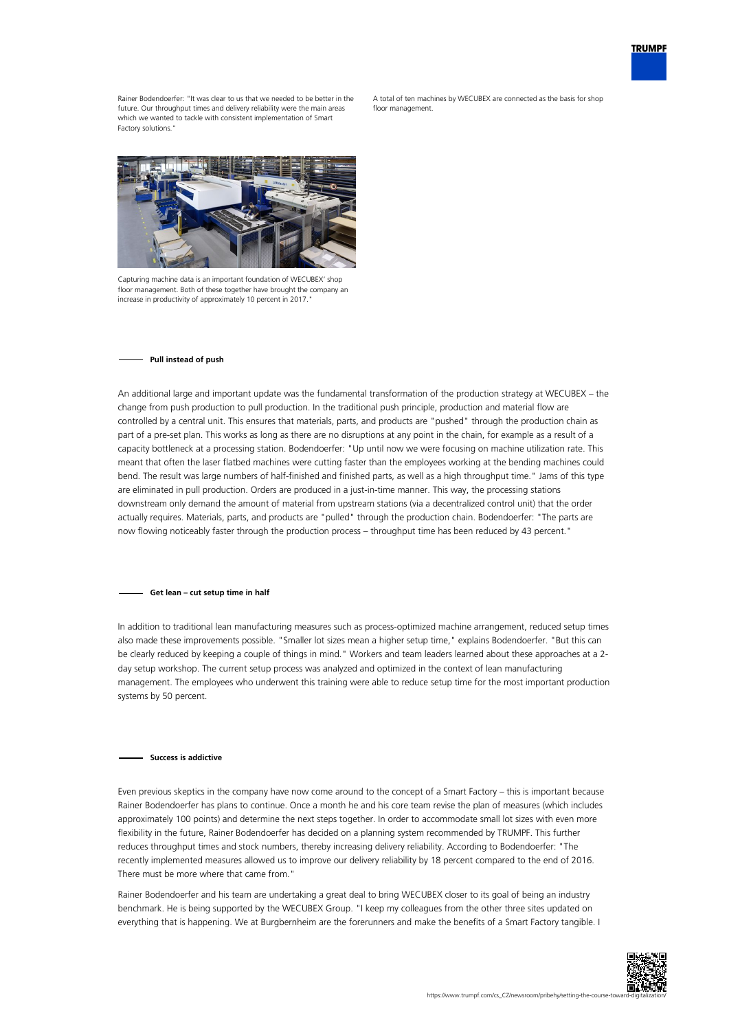Rainer Bodendoerfer: "It was clear to us that we needed to be better in the future. Our throughput times and delivery reliability were the main areas which we wanted to tackle with consistent implementation of Smart Factory solutions."

A total of ten machines by WECUBEX are connected as the basis for shop floor management.

Capturing machine data is an important foundation of WECUBEX' shop floor management. Both of these together have brought the company an increase in productivity of approximately 10 percent in 2017."

## Pull instead of push

An additional large and important update was the fundamental transformation of the production strategy at WECUBEX – the change from push production to pull production. In the traditional push principle, production and material flow are controlled by a central unit. This ensures that materials, parts, and products are "pushed" through the production chain as part of a pre-set plan. This works as long as there are no disruptions at any point in the chain, for example as a result of a capacity bottleneck at a processing station. Bodendoerfer: "Up until now we were focusing on machine utilization rate. This meant that often the laser flatbed machines were cutting faster than the employees working at the bending machines could bend. The result was large numbers of half-finished and finished parts, as well as a high throughput time." Jams of this type are eliminated in pull production. Orders are produced in a just-in-time manner. This way, the processing stations downstream only demand the amount of material from upstream stations (via a decentralized control unit) that the order actually requires. Materials, parts, and products are "pulled" through the production chain. Bodendoerfer: "The parts are now flowing noticeably faster through the production process – throughput time has been reduced by 43 percent."

## Get lean – cut setup time in half

In addition to traditional lean manufacturing measures such as process-optimized machine arrangement, reduced setup times also made these improvements possible. "Smaller lot sizes mean a higher setup time," explains Bodendoerfer. "But this can be clearly reduced by keeping a couple of things in mind." Workers and team leaders learned about these approaches at a 2-day setup workshop. The current setup process was analyzed and optimized in the context of lean manufacturing management. The employees who underwent this training were able to reduce setup time for the most important production systems by 50 percent.

## Success is addictive

Even previous skeptics in the company have now come around to the concept of a Smart Factory – this is important because Rainer Bodendoerfer has plans to continue. Once a month he and his core team revise the plan of measures (which includes approximately 100 points) and determine the next steps together. In order to accommodate small lot sizes with even more flexibility in the future, Rainer Bodendoerfer has decided on a planning system recommended by TRUMPF. This further reduces throughput times and stock numbers, thereby increasing delivery reliability. According to Bodendoerfer: "The recently implemented measures allowed us to improve our delivery reliability by 18 percent compared to the end of 2016. There must be more where that came from."

Rainer Bodendoerfer and his team are undertaking a great deal to bring WECUBEX closer to its goal of being an industry benchmark. He is being supported by the WECUBEX Group. "I keep my colleagues from the other three sites updated on everything that is happening. We at Burgbernheim are the forerunners and make the benefits of a Smart Factory tangible. I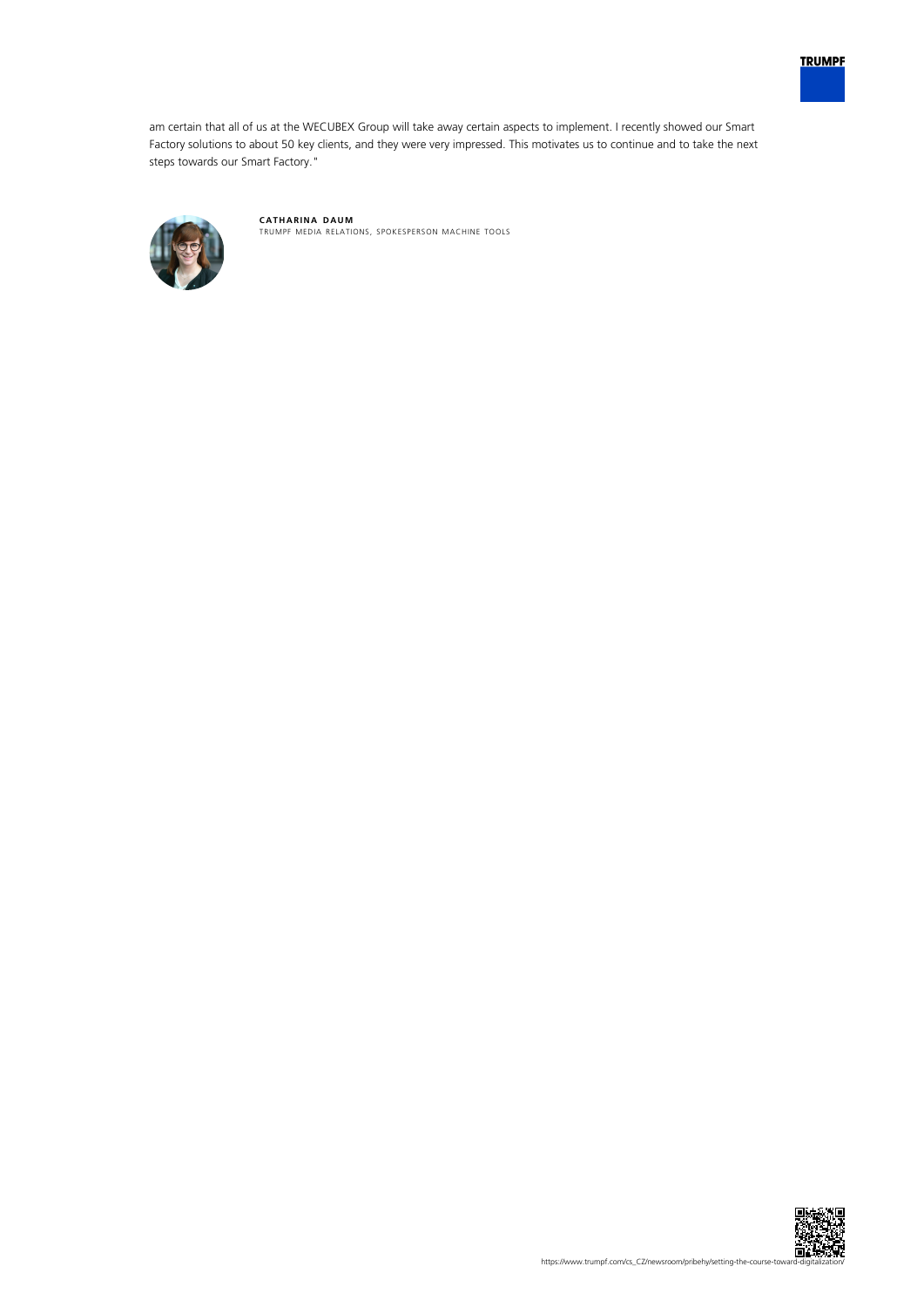am certain that all of us at the WECUBEX Group will take away certain aspects to implement. I recently showed our Smart Factory solutions to about 50 key clients, and they were very impressed. This motivates us to continue and to take the next steps towards our Smart Factory."

**CATHARINA DAUM**
TRUMPF MEDIA RELATIONS, SPOKESPERSON MACHINE TOOLS